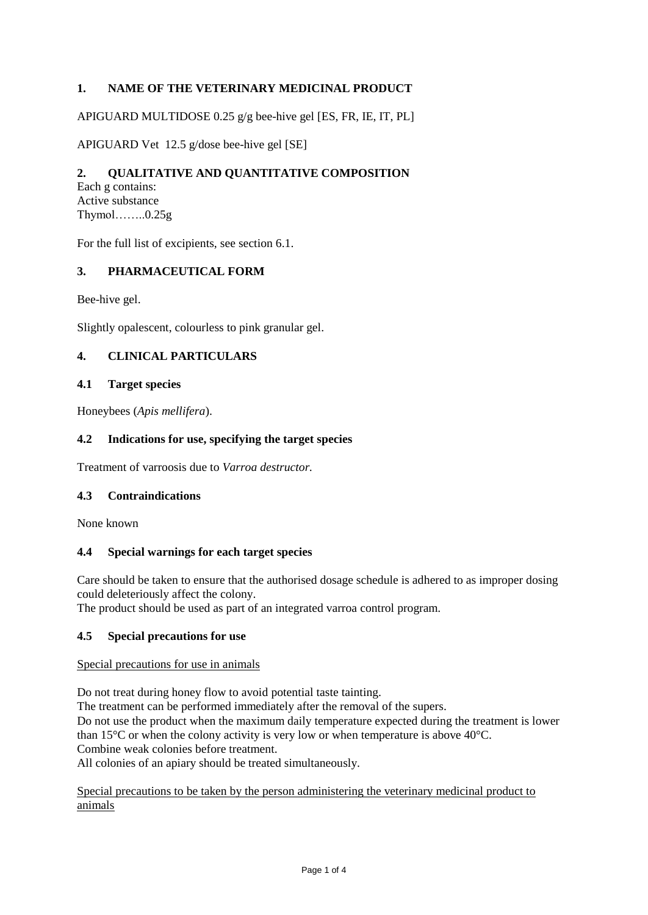## 1. NAME OF THE VETERINARY MEDICINAL PRODUCT

APIGUARD MULTIDOSE 0.25 g/g bee-hive gel [ES, FR, IE, IT, PL]

APIGUARD Vet 12.5 g/dose bee-hive gel [SE]

## 2. QUALITATIVE AND QUANTITATIVE COMPOSITION

Each g contains:
Active substance
Thymol……..0.25g

For the full list of excipients, see section 6.1.

## 3. PHARMACEUTICAL FORM

Bee-hive gel.

Slightly opalescent, colourless to pink granular gel.

## 4. CLINICAL PARTICULARS

### 4.1 Target species

Honeybees (*Apis mellifera*).

### 4.2 Indications for use, specifying the target species

Treatment of varroosis due to *Varroa destructor.*

### 4.3 Contraindications

None known

### 4.4 Special warnings for each target species

Care should be taken to ensure that the authorised dosage schedule is adhered to as improper dosing could deleteriously affect the colony.
The product should be used as part of an integrated varroa control program.

### 4.5 Special precautions for use

Special precautions for use in animals

Do not treat during honey flow to avoid potential taste tainting.
The treatment can be performed immediately after the removal of the supers.
Do not use the product when the maximum daily temperature expected during the treatment is lower than 15°C or when the colony activity is very low or when temperature is above 40°C.
Combine weak colonies before treatment.
All colonies of an apiary should be treated simultaneously.

Special precautions to be taken by the person administering the veterinary medicinal product to animals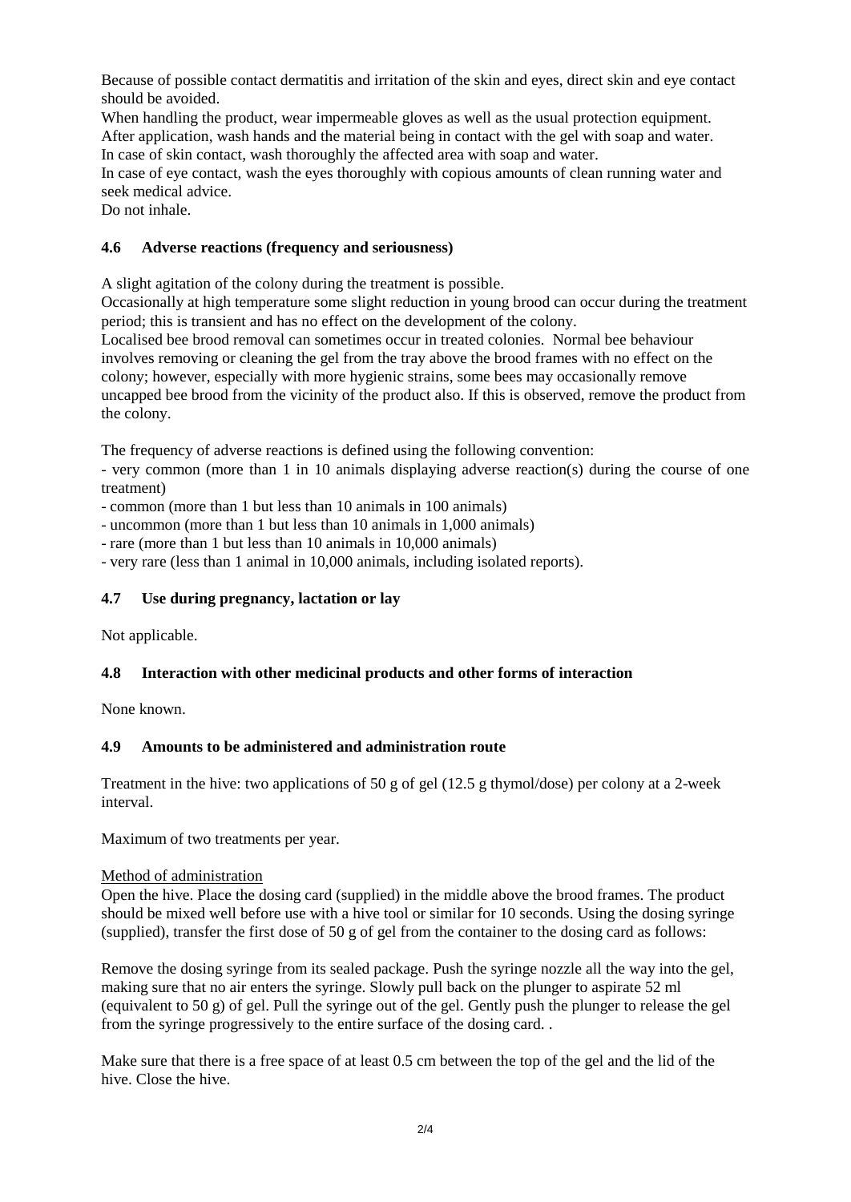Because of possible contact dermatitis and irritation of the skin and eyes, direct skin and eye contact should be avoided.
When handling the product, wear impermeable gloves as well as the usual protection equipment.
After application, wash hands and the material being in contact with the gel with soap and water.
In case of skin contact, wash thoroughly the affected area with soap and water.
In case of eye contact, wash the eyes thoroughly with copious amounts of clean running water and seek medical advice.
Do not inhale.

### 4.6 Adverse reactions (frequency and seriousness)

A slight agitation of the colony during the treatment is possible.
Occasionally at high temperature some slight reduction in young brood can occur during the treatment period; this is transient and has no effect on the development of the colony.
Localised bee brood removal can sometimes occur in treated colonies. Normal bee behaviour involves removing or cleaning the gel from the tray above the brood frames with no effect on the colony; however, especially with more hygienic strains, some bees may occasionally remove uncapped bee brood from the vicinity of the product also. If this is observed, remove the product from the colony.

The frequency of adverse reactions is defined using the following convention:
- very common (more than 1 in 10 animals displaying adverse reaction(s) during the course of one treatment)
- common (more than 1 but less than 10 animals in 100 animals)
- uncommon (more than 1 but less than 10 animals in 1,000 animals)
- rare (more than 1 but less than 10 animals in 10,000 animals)
- very rare (less than 1 animal in 10,000 animals, including isolated reports).

### 4.7 Use during pregnancy, lactation or lay

Not applicable.

### 4.8 Interaction with other medicinal products and other forms of interaction

None known.

### 4.9 Amounts to be administered and administration route

Treatment in the hive: two applications of 50 g of gel (12.5 g thymol/dose) per colony at a 2-week interval.

Maximum of two treatments per year.

Method of administration
Open the hive. Place the dosing card (supplied) in the middle above the brood frames. The product should be mixed well before use with a hive tool or similar for 10 seconds. Using the dosing syringe (supplied), transfer the first dose of 50 g of gel from the container to the dosing card as follows:

Remove the dosing syringe from its sealed package. Push the syringe nozzle all the way into the gel, making sure that no air enters the syringe. Slowly pull back on the plunger to aspirate 52 ml (equivalent to 50 g) of gel. Pull the syringe out of the gel. Gently push the plunger to release the gel from the syringe progressively to the entire surface of the dosing card. .

Make sure that there is a free space of at least 0.5 cm between the top of the gel and the lid of the hive. Close the hive.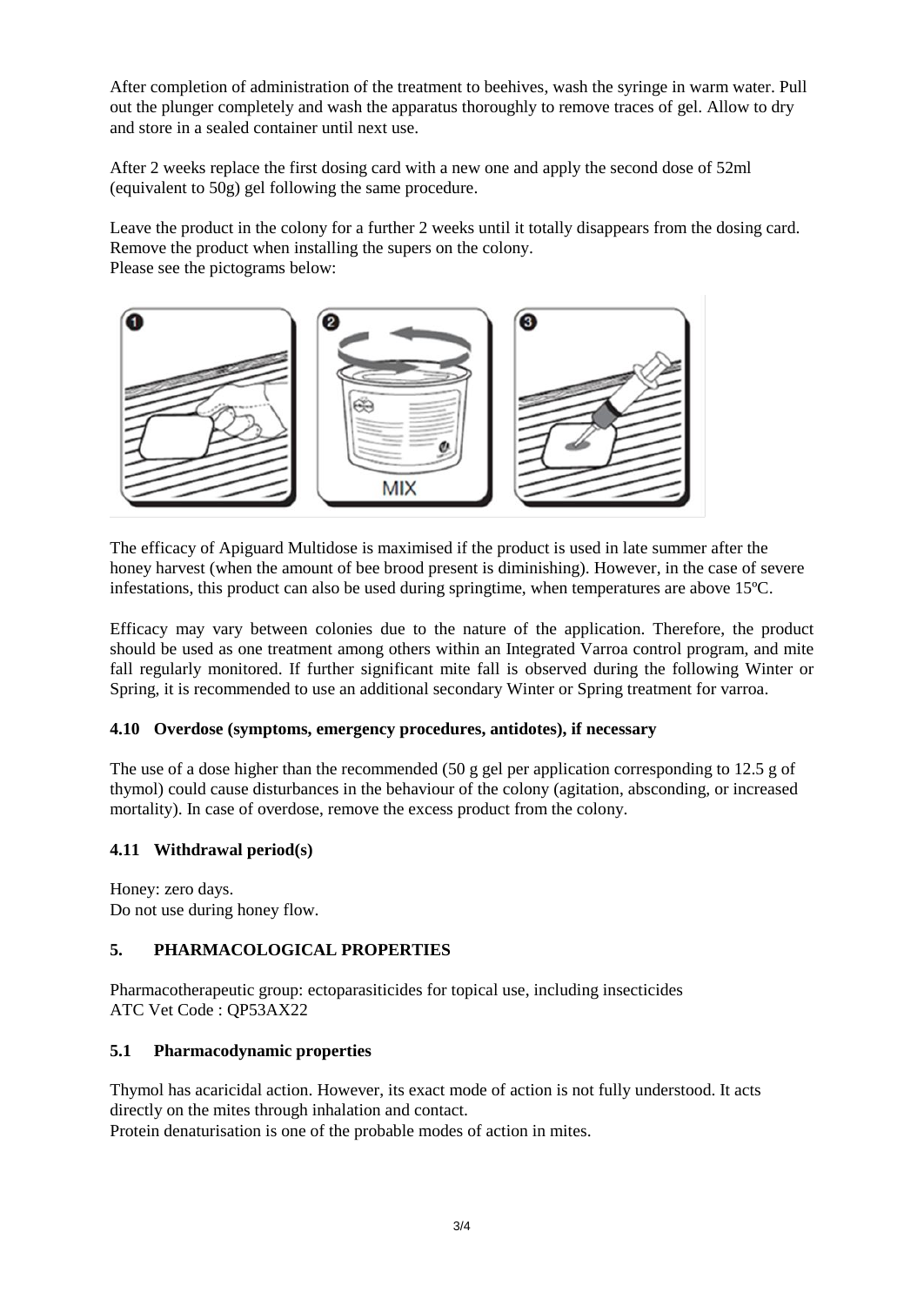After completion of administration of the treatment to beehives, wash the syringe in warm water. Pull out the plunger completely and wash the apparatus thoroughly to remove traces of gel. Allow to dry and store in a sealed container until next use.

After 2 weeks replace the first dosing card with a new one and apply the second dose of 52ml (equivalent to 50g) gel following the same procedure.

Leave the product in the colony for a further 2 weeks until it totally disappears from the dosing card. Remove the product when installing the supers on the colony.
Please see the pictograms below:

The efficacy of Apiguard Multidose is maximised if the product is used in late summer after the honey harvest (when the amount of bee brood present is diminishing). However, in the case of severe infestations, this product can also be used during springtime, when temperatures are above 15ºC.

Efficacy may vary between colonies due to the nature of the application. Therefore, the product should be used as one treatment among others within an Integrated Varroa control program, and mite fall regularly monitored. If further significant mite fall is observed during the following Winter or Spring, it is recommended to use an additional secondary Winter or Spring treatment for varroa.

### 4.10 Overdose (symptoms, emergency procedures, antidotes), if necessary

The use of a dose higher than the recommended (50 g gel per application corresponding to 12.5 g of thymol) could cause disturbances in the behaviour of the colony (agitation, absconding, or increased mortality). In case of overdose, remove the excess product from the colony.

### 4.11 Withdrawal period(s)

Honey: zero days.
Do not use during honey flow.

## 5. PHARMACOLOGICAL PROPERTIES

Pharmacotherapeutic group: ectoparasiticides for topical use, including insecticides
ATC Vet Code : QP53AX22

### 5.1 Pharmacodynamic properties

Thymol has acaricidal action. However, its exact mode of action is not fully understood. It acts directly on the mites through inhalation and contact.
Protein denaturisation is one of the probable modes of action in mites.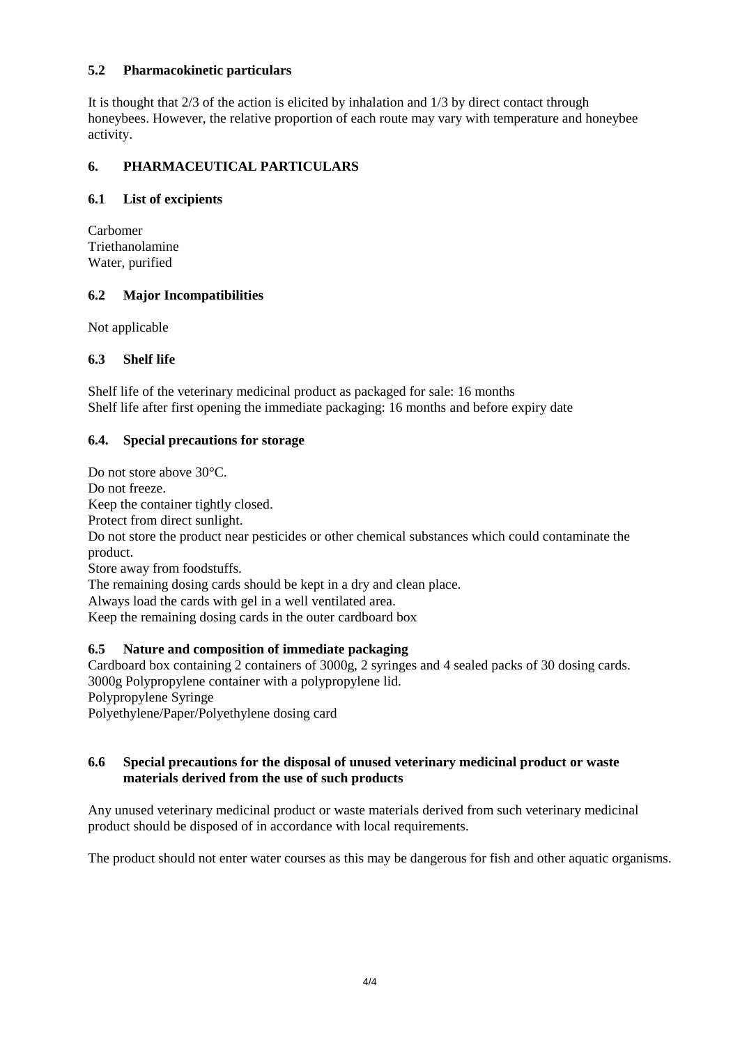### 5.2 Pharmacokinetic particulars

It is thought that 2/3 of the action is elicited by inhalation and 1/3 by direct contact through honeybees. However, the relative proportion of each route may vary with temperature and honeybee activity.

## 6. PHARMACEUTICAL PARTICULARS

### 6.1 List of excipients

Carbomer
Triethanolamine
Water, purified

### 6.2 Major Incompatibilities

Not applicable

### 6.3 Shelf life

Shelf life of the veterinary medicinal product as packaged for sale: 16 months
Shelf life after first opening the immediate packaging: 16 months and before expiry date

### 6.4. Special precautions for storage

Do not store above 30°C.
Do not freeze.
Keep the container tightly closed.
Protect from direct sunlight.
Do not store the product near pesticides or other chemical substances which could contaminate the product.
Store away from foodstuffs.
The remaining dosing cards should be kept in a dry and clean place.
Always load the cards with gel in a well ventilated area.
Keep the remaining dosing cards in the outer cardboard box

### 6.5 Nature and composition of immediate packaging

Cardboard box containing 2 containers of 3000g, 2 syringes and 4 sealed packs of 30 dosing cards.
3000g Polypropylene container with a polypropylene lid.
Polypropylene Syringe
Polyethylene/Paper/Polyethylene dosing card

### 6.6 Special precautions for the disposal of unused veterinary medicinal product or waste materials derived from the use of such products

Any unused veterinary medicinal product or waste materials derived from such veterinary medicinal product should be disposed of in accordance with local requirements.

The product should not enter water courses as this may be dangerous for fish and other aquatic organisms.